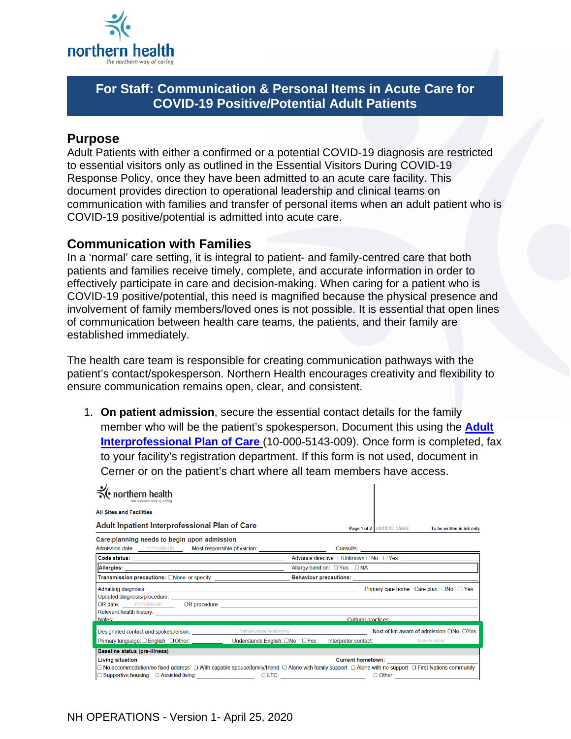## For Staff: Communication & Personal Items in Acute Care for COVID-19 Positive/Potential Adult Patients

## Purpose

Adult Patients with either a confirmed or a potential COVID-19 diagnosis are restricted to essential visitors only as outlined in the Essential Visitors During COVID-19 Response Policy, once they have been admitted to an acute care facility. This document provides direction to operational leadership and clinical teams on communication with families and transfer of personal items when an adult patient who is COVID-19 positive/potential is admitted into acute care.

## Communication with Families

In a 'normal' care setting, it is integral to patient- and family-centred care that both patients and families receive timely, complete, and accurate information in order to effectively participate in care and decision-making. When caring for a patient who is COVID-19 positive/potential, this need is magnified because the physical presence and involvement of family members/loved ones is not possible. It is essential that open lines of communication between health care teams, the patients, and their family are established immediately.

The health care team is responsible for creating communication pathways with the patient's contact/spokesperson. Northern Health encourages creativity and flexibility to ensure communication remains open, clear, and consistent.

1. **On patient admission**, secure the essential contact details for the family member who will be the patient's spokesperson. Document this using the **Adult Interprofessional Plan of Care** (10-000-5143-009). Once form is completed, fax to your facility's registration department. If this form is not used, document in Cerner or on the patient's chart where all team members have access.

northern health – *the northern way of caring*

All Sites and Facilities

**Adult Inpatient Interprofessional Plan of Care** — Page 1 of 2 | PATIENT LABEL | To be written in ink only

**Care planning needs to begin upon admission**

Admission date: YYYY-MM-DD  Most responsible physician: ______ Consults: ______

| | |
|---|---|
| **Code status:** | Advance directive: ☐Unknown ☐No ☐Yes: |
| **Allergies:** | Allergy band on: ☐Yes ☐NA |
| **Transmission precautions:** ☐None or specify: | **Behaviour precautions:** |

Admitting diagnosis: ______ Primary care home - Care plan: ☐No ☐Yes
Updated diagnosis/procedure: ______
OR date: YYYY-MM-DD  OR procedure: ______
Relevant health history: ______
Notes: ______ Cultural practices: ______

Designated contact and spokesperson: ______ Name/number/relationship  Next of kin aware of admission: ☐No ☐Yes
Primary language: ☐English ☐Other: ______ Understands English: ☐No ☐Yes  Interpreter contact: ______ Name/number

**Baseline status (pre-illness)**

**Living situation**  **Current hometown:** ______
☐ No accommodation/no fixed address ☐ With capable spouse/family/friend ☐ Alone with family support ☐ Alone with no support ☐ First Nations community
☐ Supportive housing ☐ Assisted living: ______ ☐ LTC: ______ ☐ Other: ______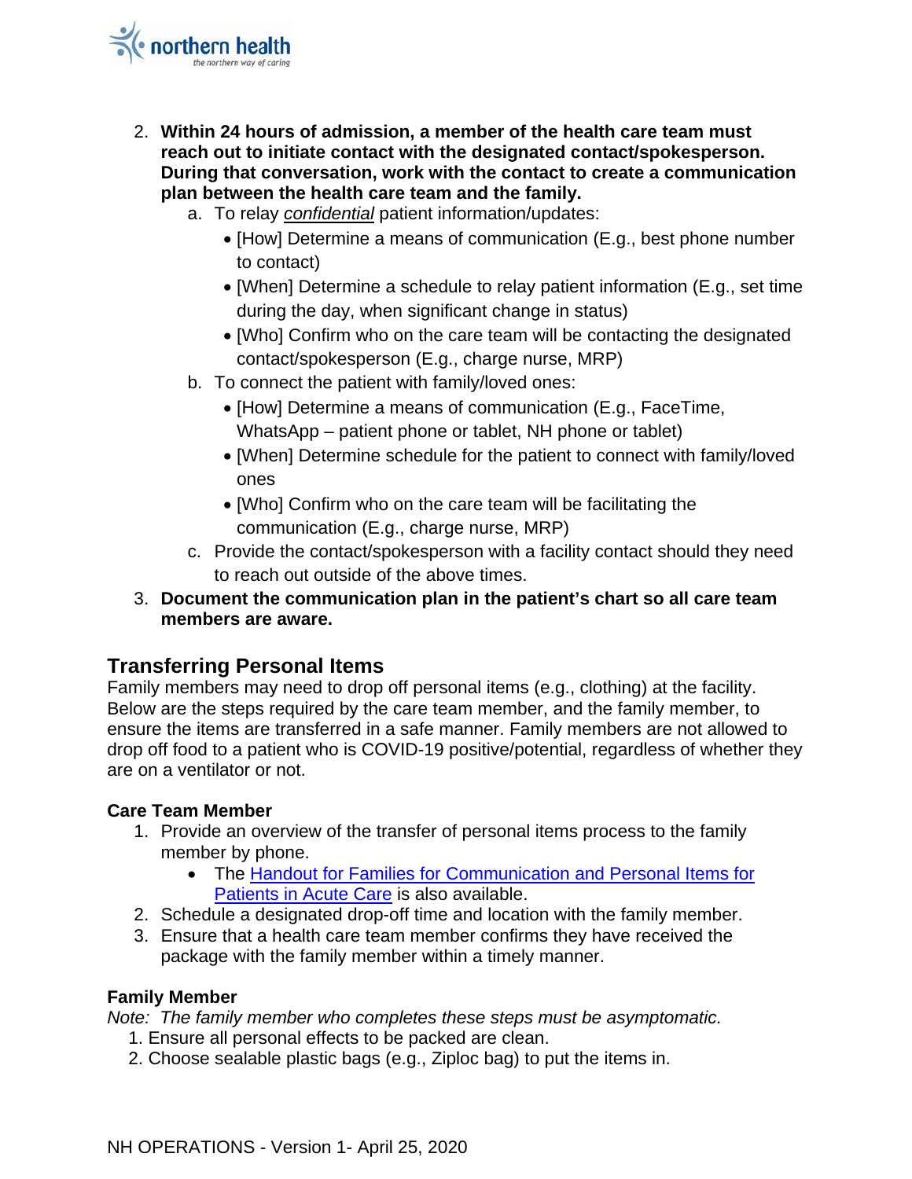2. **Within 24 hours of admission, a member of the health care team must reach out to initiate contact with the designated contact/spokesperson. During that conversation, work with the contact to create a communication plan between the health care team and the family.**
   a. To relay *confidential* patient information/updates:
      - [How] Determine a means of communication (E.g., best phone number to contact)
      - [When] Determine a schedule to relay patient information (E.g., set time during the day, when significant change in status)
      - [Who] Confirm who on the care team will be contacting the designated contact/spokesperson (E.g., charge nurse, MRP)

   b. To connect the patient with family/loved ones:
      - [How] Determine a means of communication (E.g., FaceTime, WhatsApp – patient phone or tablet, NH phone or tablet)
      - [When] Determine schedule for the patient to connect with family/loved ones
      - [Who] Confirm who on the care team will be facilitating the communication (E.g., charge nurse, MRP)

   c. Provide the contact/spokesperson with a facility contact should they need to reach out outside of the above times.
3. **Document the communication plan in the patient's chart so all care team members are aware.**

## Transferring Personal Items

Family members may need to drop off personal items (e.g., clothing) at the facility. Below are the steps required by the care team member, and the family member, to ensure the items are transferred in a safe manner. Family members are not allowed to drop off food to a patient who is COVID-19 positive/potential, regardless of whether they are on a ventilator or not.

### Care Team Member

1. Provide an overview of the transfer of personal items process to the family member by phone.
   - The Handout for Families for Communication and Personal Items for Patients in Acute Care is also available.
2. Schedule a designated drop-off time and location with the family member.
3. Ensure that a health care team member confirms they have received the package with the family member within a timely manner.

### Family Member

*Note: The family member who completes these steps must be asymptomatic.*

1. Ensure all personal effects to be packed are clean.
2. Choose sealable plastic bags (e.g., Ziploc bag) to put the items in.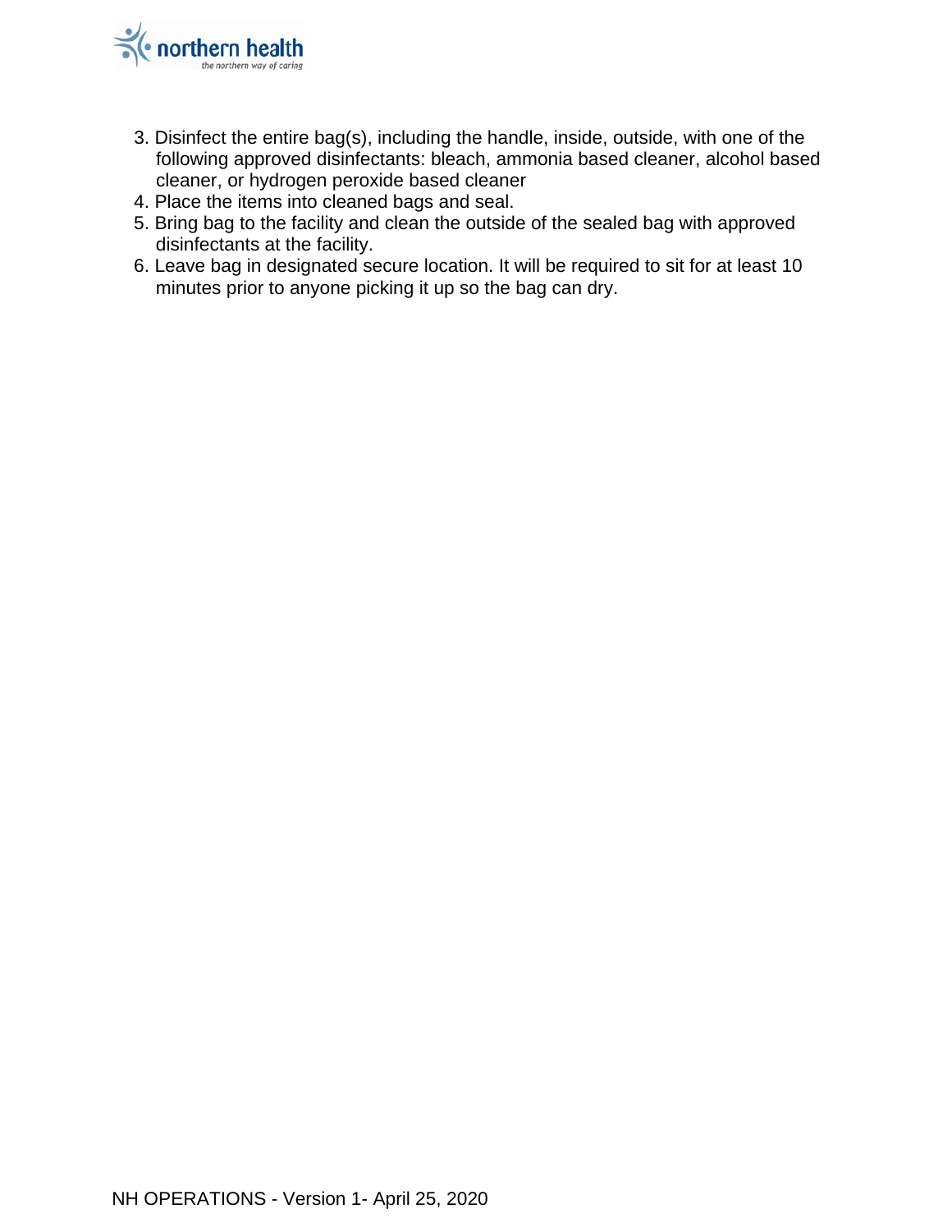3. Disinfect the entire bag(s), including the handle, inside, outside, with one of the following approved disinfectants: bleach, ammonia based cleaner, alcohol based cleaner, or hydrogen peroxide based cleaner
4. Place the items into cleaned bags and seal.
5. Bring bag to the facility and clean the outside of the sealed bag with approved disinfectants at the facility.
6. Leave bag in designated secure location. It will be required to sit for at least 10 minutes prior to anyone picking it up so the bag can dry.